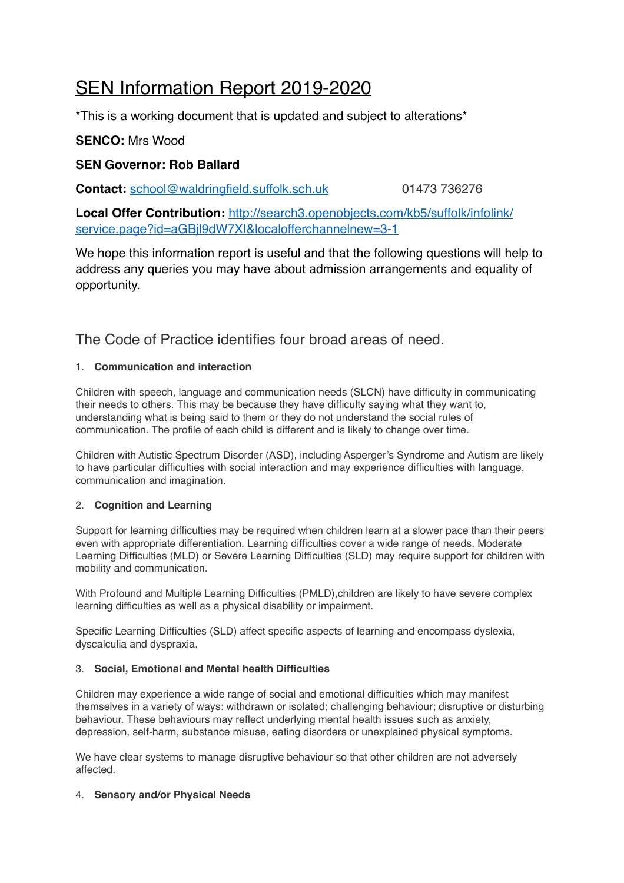# SEN Information Report 2019-2020

*This is a working document that is updated and subject to alterations*

**SENCO:** Mrs Wood

**SEN Governor: Rob Ballard**

**Contact:** school@waldringfield.suffolk.sch.uk 01473 736276

**Local Offer Contribution:** http://search3.openobjects.com/kb5/suffolk/infolink/service.page?id=aGBjl9dW7XI&localofferchannelnew=3-1

We hope this information report is useful and that the following questions will help to address any queries you may have about admission arrangements and equality of opportunity.

## The Code of Practice identifies four broad areas of need.

1. **Communication and interaction**

Children with speech, language and communication needs (SLCN) have difficulty in communicating their needs to others. This may be because they have difficulty saying what they want to, understanding what is being said to them or they do not understand the social rules of communication. The profile of each child is different and is likely to change over time.

Children with Autistic Spectrum Disorder (ASD), including Asperger's Syndrome and Autism are likely to have particular difficulties with social interaction and may experience difficulties with language, communication and imagination.

2. **Cognition and Learning**

Support for learning difficulties may be required when children learn at a slower pace than their peers even with appropriate differentiation. Learning difficulties cover a wide range of needs. Moderate Learning Difficulties (MLD) or Severe Learning Difficulties (SLD) may require support for children with mobility and communication.

With Profound and Multiple Learning Difficulties (PMLD),children are likely to have severe complex learning difficulties as well as a physical disability or impairment.

Specific Learning Difficulties (SLD) affect specific aspects of learning and encompass dyslexia, dyscalculia and dyspraxia.

3. **Social, Emotional and Mental health Difficulties**

Children may experience a wide range of social and emotional difficulties which may manifest themselves in a variety of ways: withdrawn or isolated; challenging behaviour; disruptive or disturbing behaviour. These behaviours may reflect underlying mental health issues such as anxiety, depression, self-harm, substance misuse, eating disorders or unexplained physical symptoms.

We have clear systems to manage disruptive behaviour so that other children are not adversely affected.

4. **Sensory and/or Physical Needs**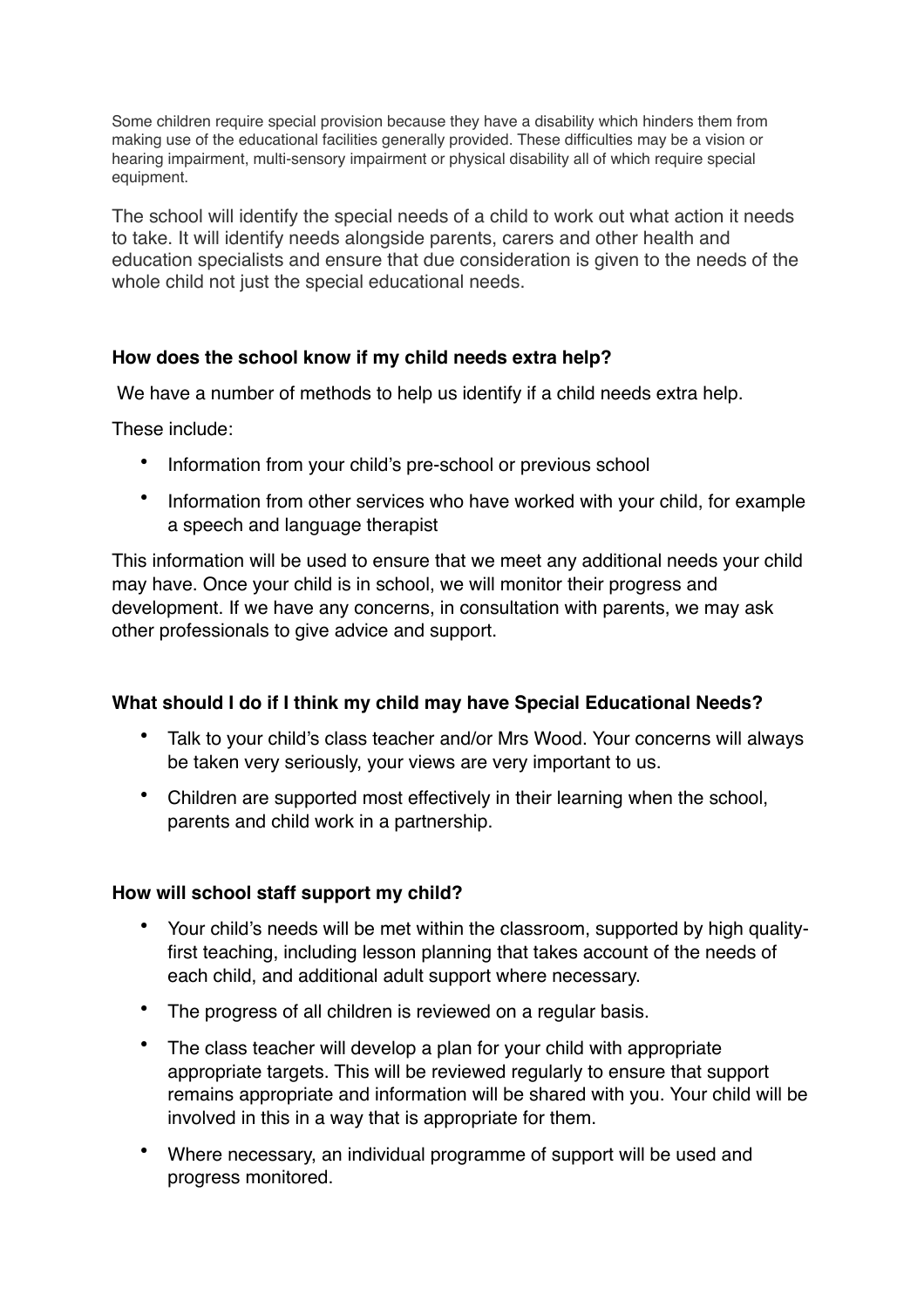Some children require special provision because they have a disability which hinders them from making use of the educational facilities generally provided. These difficulties may be a vision or hearing impairment, multi-sensory impairment or physical disability all of which require special equipment.

The school will identify the special needs of a child to work out what action it needs to take. It will identify needs alongside parents, carers and other health and education specialists and ensure that due consideration is given to the needs of the whole child not just the special educational needs.

**How does the school know if my child needs extra help?**

We have a number of methods to help us identify if a child needs extra help.

These include:

- Information from your child's pre-school or previous school
- Information from other services who have worked with your child, for example a speech and language therapist

This information will be used to ensure that we meet any additional needs your child may have. Once your child is in school, we will monitor their progress and development. If we have any concerns, in consultation with parents, we may ask other professionals to give advice and support.

**What should I do if I think my child may have Special Educational Needs?**

- Talk to your child's class teacher and/or Mrs Wood. Your concerns will always be taken very seriously, your views are very important to us.
- Children are supported most effectively in their learning when the school, parents and child work in a partnership.

**How will school staff support my child?**

- Your child's needs will be met within the classroom, supported by high quality-first teaching, including lesson planning that takes account of the needs of each child, and additional adult support where necessary.
- The progress of all children is reviewed on a regular basis.
- The class teacher will develop a plan for your child with appropriate appropriate targets. This will be reviewed regularly to ensure that support remains appropriate and information will be shared with you. Your child will be involved in this in a way that is appropriate for them.
- Where necessary, an individual programme of support will be used and progress monitored.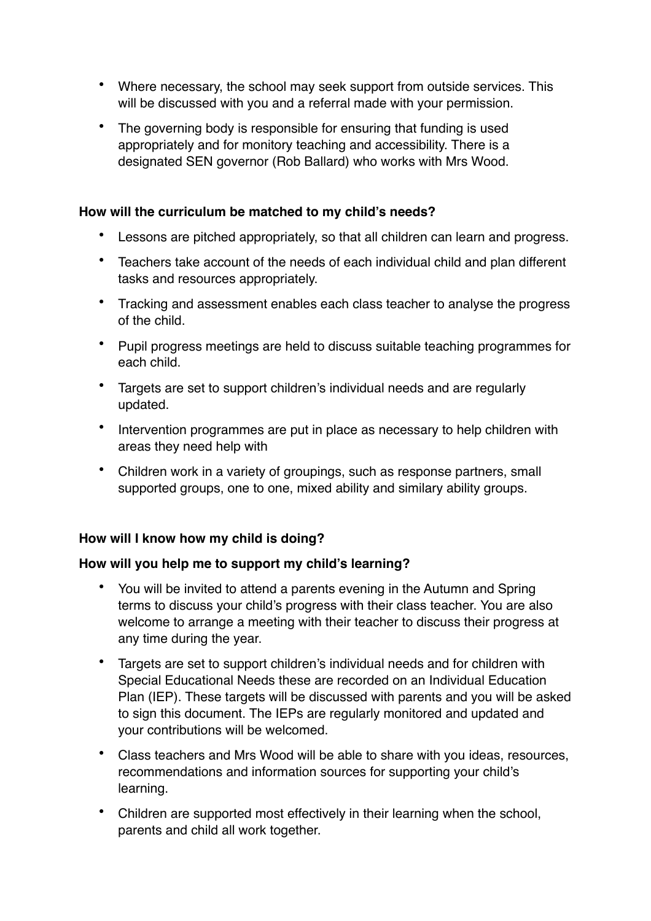- Where necessary, the school may seek support from outside services. This will be discussed with you and a referral made with your permission.
- The governing body is responsible for ensuring that funding is used appropriately and for monitory teaching and accessibility. There is a designated SEN governor (Rob Ballard) who works with Mrs Wood.

**How will the curriculum be matched to my child's needs?**

- Lessons are pitched appropriately, so that all children can learn and progress.
- Teachers take account of the needs of each individual child and plan different tasks and resources appropriately.
- Tracking and assessment enables each class teacher to analyse the progress of the child.
- Pupil progress meetings are held to discuss suitable teaching programmes for each child.
- Targets are set to support children's individual needs and are regularly updated.
- Intervention programmes are put in place as necessary to help children with areas they need help with
- Children work in a variety of groupings, such as response partners, small supported groups, one to one, mixed ability and similary ability groups.

**How will I know how my child is doing?**

**How will you help me to support my child's learning?**

- You will be invited to attend a parents evening in the Autumn and Spring terms to discuss your child's progress with their class teacher. You are also welcome to arrange a meeting with their teacher to discuss their progress at any time during the year.
- Targets are set to support children's individual needs and for children with Special Educational Needs these are recorded on an Individual Education Plan (IEP). These targets will be discussed with parents and you will be asked to sign this document. The IEPs are regularly monitored and updated and your contributions will be welcomed.
- Class teachers and Mrs Wood will be able to share with you ideas, resources, recommendations and information sources for supporting your child's learning.
- Children are supported most effectively in their learning when the school, parents and child all work together.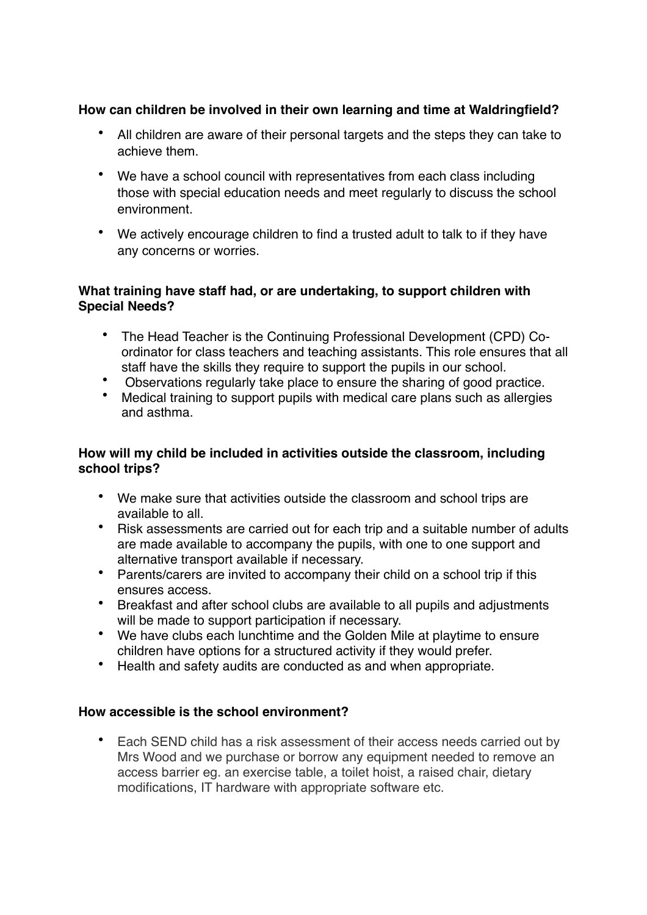**How can children be involved in their own learning and time at Waldringfield?**

- All children are aware of their personal targets and the steps they can take to achieve them.
- We have a school council with representatives from each class including those with special education needs and meet regularly to discuss the school environment.
- We actively encourage children to find a trusted adult to talk to if they have any concerns or worries.

**What training have staff had, or are undertaking, to support children with Special Needs?**

- The Head Teacher is the Continuing Professional Development (CPD) Co-ordinator for class teachers and teaching assistants. This role ensures that all staff have the skills they require to support the pupils in our school.
- Observations regularly take place to ensure the sharing of good practice.
- Medical training to support pupils with medical care plans such as allergies and asthma.

**How will my child be included in activities outside the classroom, including school trips?**

- We make sure that activities outside the classroom and school trips are available to all.
- Risk assessments are carried out for each trip and a suitable number of adults are made available to accompany the pupils, with one to one support and alternative transport available if necessary.
- Parents/carers are invited to accompany their child on a school trip if this ensures access.
- Breakfast and after school clubs are available to all pupils and adjustments will be made to support participation if necessary.
- We have clubs each lunchtime and the Golden Mile at playtime to ensure children have options for a structured activity if they would prefer.
- Health and safety audits are conducted as and when appropriate.

**How accessible is the school environment?**

- Each SEND child has a risk assessment of their access needs carried out by Mrs Wood and we purchase or borrow any equipment needed to remove an access barrier eg. an exercise table, a toilet hoist, a raised chair, dietary modifications, IT hardware with appropriate software etc.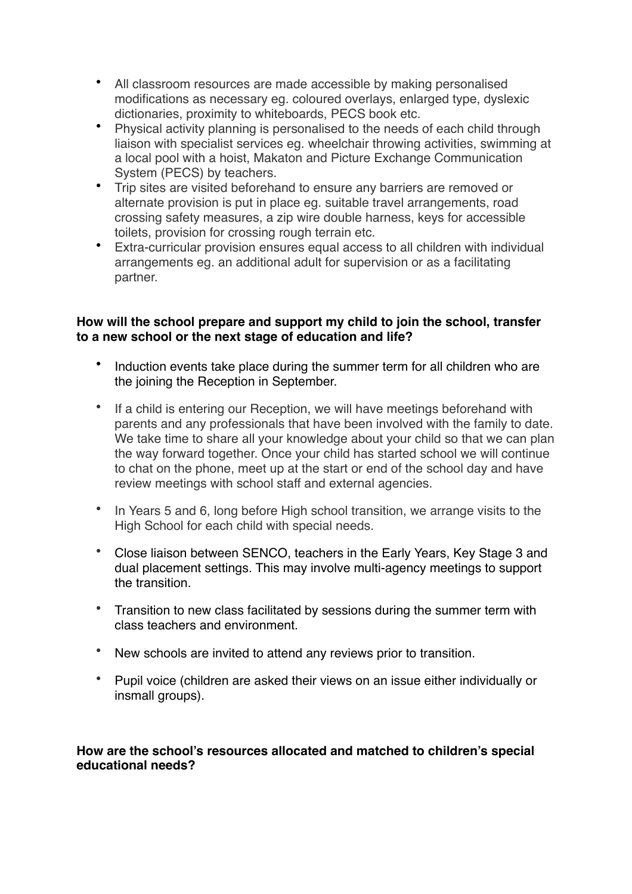- All classroom resources are made accessible by making personalised modifications as necessary eg. coloured overlays, enlarged type, dyslexic dictionaries, proximity to whiteboards, PECS book etc.
- Physical activity planning is personalised to the needs of each child through liaison with specialist services eg. wheelchair throwing activities, swimming at a local pool with a hoist, Makaton and Picture Exchange Communication System (PECS) by teachers.
- Trip sites are visited beforehand to ensure any barriers are removed or alternate provision is put in place eg. suitable travel arrangements, road crossing safety measures, a zip wire double harness, keys for accessible toilets, provision for crossing rough terrain etc.
- Extra-curricular provision ensures equal access to all children with individual arrangements eg. an additional adult for supervision or as a facilitating partner.

**How will the school prepare and support my child to join the school, transfer to a new school or the next stage of education and life?**

- Induction events take place during the summer term for all children who are the joining the Reception in September.
- If a child is entering our Reception, we will have meetings beforehand with parents and any professionals that have been involved with the family to date. We take time to share all your knowledge about your child so that we can plan the way forward together. Once your child has started school we will continue to chat on the phone, meet up at the start or end of the school day and have review meetings with school staff and external agencies.
- In Years 5 and 6, long before High school transition, we arrange visits to the High School for each child with special needs.
- Close liaison between SENCO, teachers in the Early Years, Key Stage 3 and dual placement settings. This may involve multi-agency meetings to support the transition.
- Transition to new class facilitated by sessions during the summer term with class teachers and environment.
- New schools are invited to attend any reviews prior to transition.
- Pupil voice (children are asked their views on an issue either individually or insmall groups).

**How are the school's resources allocated and matched to children's special educational needs?**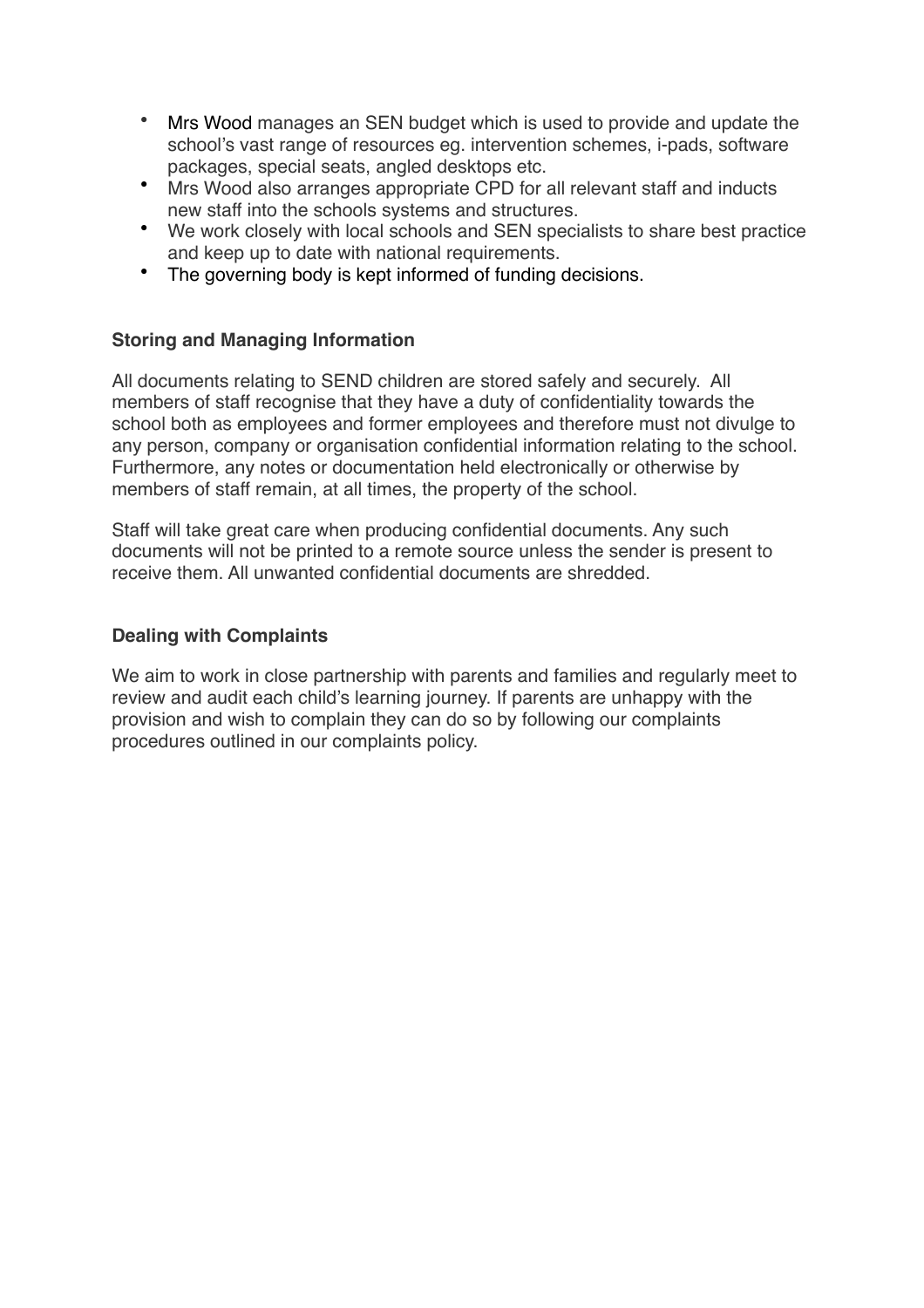- Mrs Wood manages an SEN budget which is used to provide and update the school's vast range of resources eg. intervention schemes, i-pads, software packages, special seats, angled desktops etc.
- Mrs Wood also arranges appropriate CPD for all relevant staff and inducts new staff into the schools systems and structures.
- We work closely with local schools and SEN specialists to share best practice and keep up to date with national requirements.
- The governing body is kept informed of funding decisions.

**Storing and Managing Information**

All documents relating to SEND children are stored safely and securely. All members of staff recognise that they have a duty of confidentiality towards the school both as employees and former employees and therefore must not divulge to any person, company or organisation confidential information relating to the school. Furthermore, any notes or documentation held electronically or otherwise by members of staff remain, at all times, the property of the school.

Staff will take great care when producing confidential documents. Any such documents will not be printed to a remote source unless the sender is present to receive them. All unwanted confidential documents are shredded.

**Dealing with Complaints**

We aim to work in close partnership with parents and families and regularly meet to review and audit each child's learning journey. If parents are unhappy with the provision and wish to complain they can do so by following our complaints procedures outlined in our complaints policy.